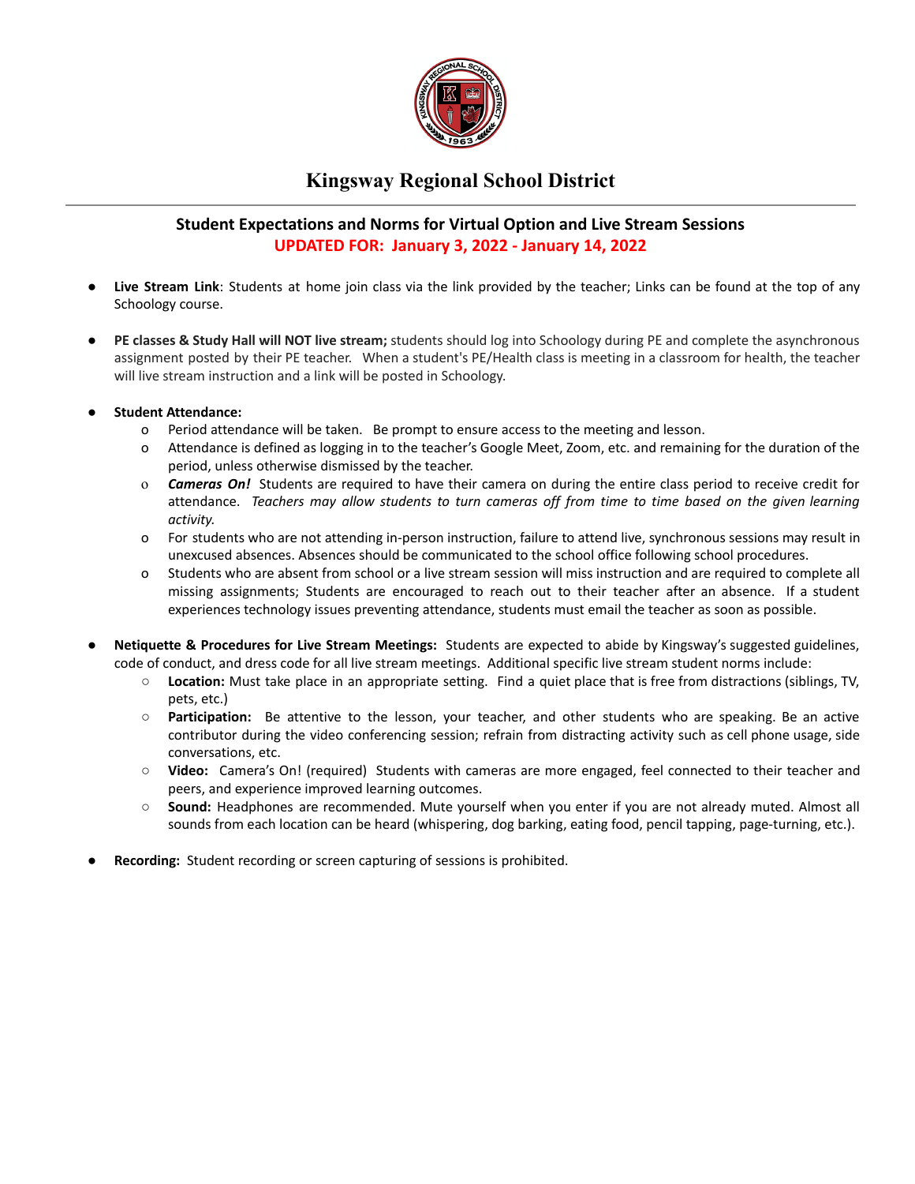# Kingsway Regional School District

## Student Expectations and Norms for Virtual Option and Live Stream Sessions

**UPDATED FOR: January 3, 2022 - January 14, 2022**

- **Live Stream Link**: Students at home join class via the link provided by the teacher; Links can be found at the top of any Schoology course.

- **PE classes & Study Hall will NOT live stream;** students should log into Schoology during PE and complete the asynchronous assignment posted by their PE teacher. When a student's PE/Health class is meeting in a classroom for health, the teacher will live stream instruction and a link will be posted in Schoology.

- **Student Attendance:**
  - Period attendance will be taken. Be prompt to ensure access to the meeting and lesson.
  - Attendance is defined as logging in to the teacher's Google Meet, Zoom, etc. and remaining for the duration of the period, unless otherwise dismissed by the teacher.
  - ***Cameras On!*** Students are required to have their camera on during the entire class period to receive credit for attendance. *Teachers may allow students to turn cameras off from time to time based on the given learning activity.*
  - For students who are not attending in-person instruction, failure to attend live, synchronous sessions may result in unexcused absences. Absences should be communicated to the school office following school procedures.
  - Students who are absent from school or a live stream session will miss instruction and are required to complete all missing assignments; Students are encouraged to reach out to their teacher after an absence. If a student experiences technology issues preventing attendance, students must email the teacher as soon as possible.

- **Netiquette & Procedures for Live Stream Meetings:** Students are expected to abide by Kingsway's suggested guidelines, code of conduct, and dress code for all live stream meetings. Additional specific live stream student norms include:
  - **Location:** Must take place in an appropriate setting. Find a quiet place that is free from distractions (siblings, TV, pets, etc.)
  - **Participation:** Be attentive to the lesson, your teacher, and other students who are speaking. Be an active contributor during the video conferencing session; refrain from distracting activity such as cell phone usage, side conversations, etc.
  - **Video:** Camera's On! (required) Students with cameras are more engaged, feel connected to their teacher and peers, and experience improved learning outcomes.
  - **Sound:** Headphones are recommended. Mute yourself when you enter if you are not already muted. Almost all sounds from each location can be heard (whispering, dog barking, eating food, pencil tapping, page-turning, etc.).

- **Recording:** Student recording or screen capturing of sessions is prohibited.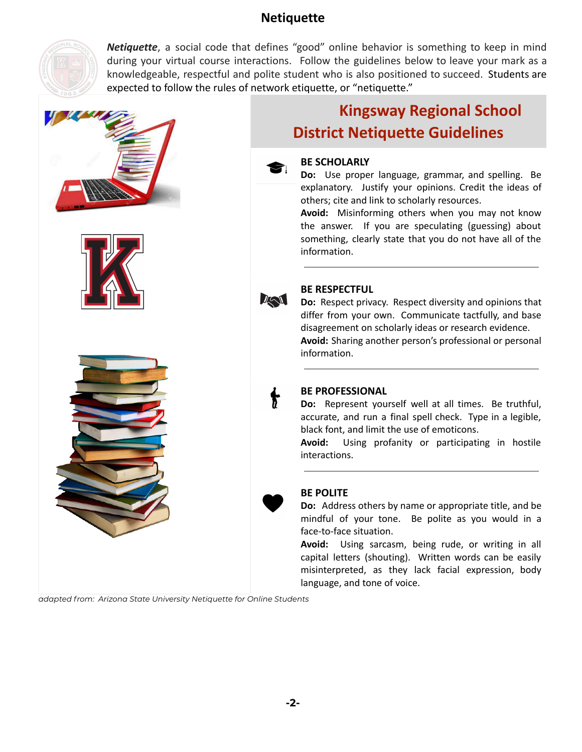# Netiquette

***Netiquette***, a social code that defines "good" online behavior is something to keep in mind during your virtual course interactions. Follow the guidelines below to leave your mark as a knowledgeable, respectful and polite student who is also positioned to succeed. Students are expected to follow the rules of network etiquette, or "netiquette."

## Kingsway Regional School District Netiquette Guidelines

### BE SCHOLARLY

**Do:** Use proper language, grammar, and spelling. Be explanatory. Justify your opinions. Credit the ideas of others; cite and link to scholarly resources.

**Avoid:** Misinforming others when you may not know the answer. If you are speculating (guessing) about something, clearly state that you do not have all of the information.

---

### BE RESPECTFUL

**Do:** Respect privacy. Respect diversity and opinions that differ from your own. Communicate tactfully, and base disagreement on scholarly ideas or research evidence.

**Avoid:** Sharing another person's professional or personal information.

---

### BE PROFESSIONAL

**Do:** Represent yourself well at all times. Be truthful, accurate, and run a final spell check. Type in a legible, black font, and limit the use of emoticons.

**Avoid:** Using profanity or participating in hostile interactions.

---

### BE POLITE

**Do:** Address others by name or appropriate title, and be mindful of your tone. Be polite as you would in a face-to-face situation.

**Avoid:** Using sarcasm, being rude, or writing in all capital letters (shouting). Written words can be easily misinterpreted, as they lack facial expression, body language, and tone of voice.

*adapted from: Arizona State University Netiquette for Online Students*